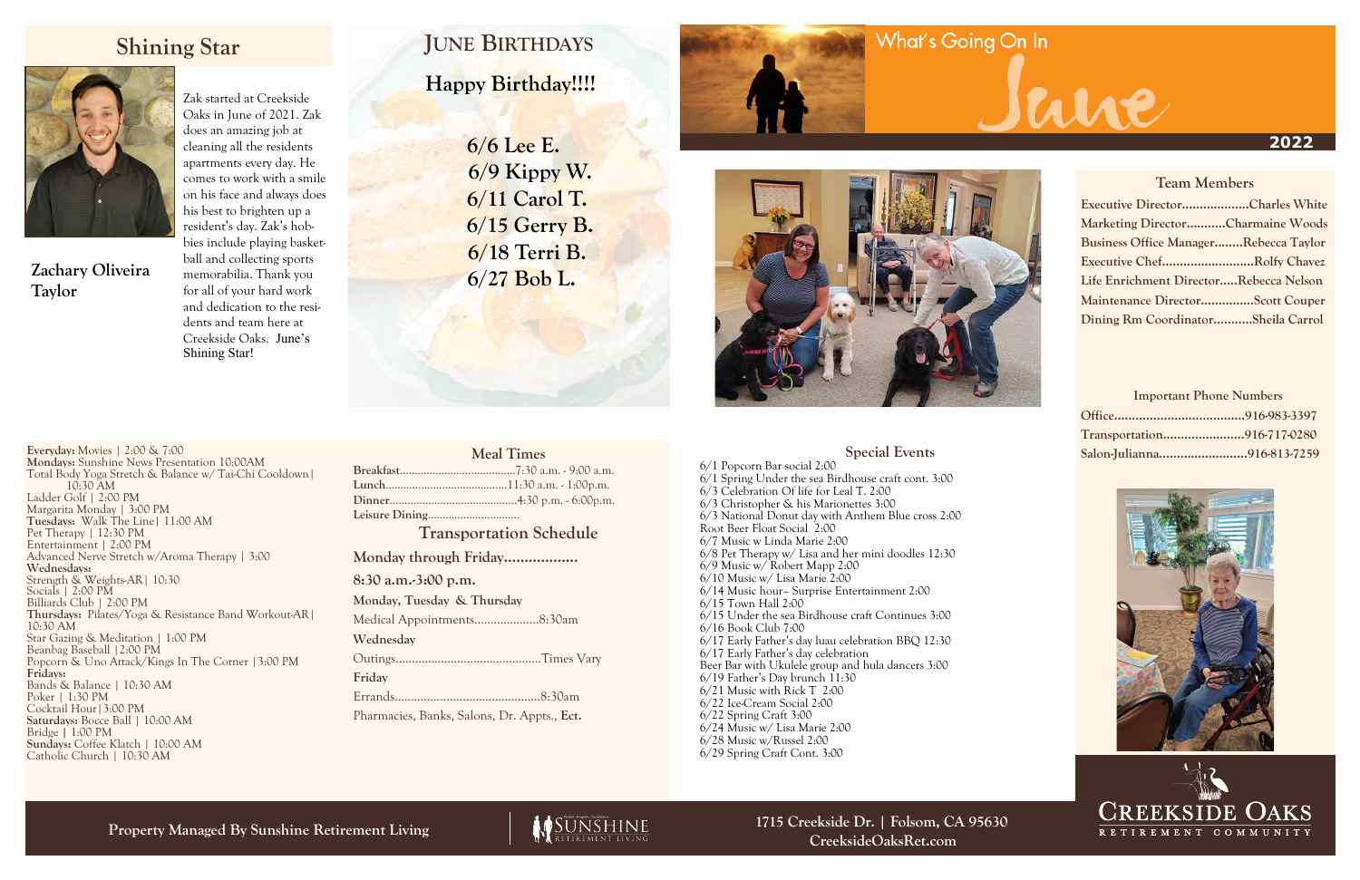## Shining Star

**Zachary Oliveira Taylor**

Zak started at Creekside Oaks in June of 2021. Zak does an amazing job at cleaning all the residents apartments every day. He comes to work with a smile on his face and always does his best to brighten up a resident's day. Zak's hobbies include playing basketball and collecting sports memorabilia. Thank you for all of your hard work and dedication to the residents and team here at Creekside Oaks. June's Shining Star!

## June Birthdays

**Happy Birthday!!!!**

**6/6 Lee E.**
**6/9 Kippy W.**
**6/11 Carol T.**
**6/15 Gerry B.**
**6/18 Terri B.**
**6/27 Bob L.**

# What's Going On In June

**2022**

### Team Members

Executive Director..................Charles White
Marketing Director...........Charmaine Woods
Business Office Manager........Rebecca Taylor
Executive Chef..........................Rolfy Chavez
Life Enrichment Director.....Rebecca Nelson
Maintenance Director..............Scott Couper
Dining Rm Coordinator...........Sheila Carrol

### Important Phone Numbers

Office.....................................916-983-3397
Transportation.......................916-717-0280
Salon-Julianna.........................916-813-7259

**Everyday:** Movies | 2:00 & 7:00
**Mondays:** Sunshine News Presentation 10:00AM
Total Body Yoga Stretch & Balance w/ Tai-Chi Cooldown | 10:30 AM
Ladder Golf | 2:00 PM
Margarita Monday | 3:00 PM
**Tuesdays:** Walk The Line | 11:00 AM
Pet Therapy | 12:30 PM
Entertainment | 2:00 PM
Advanced Nerve Stretch w/Aroma Therapy | 3:00
**Wednesdays:**
Strength & Weights-AR | 10:30
Socials | 2:00 PM
Billiards Club | 2:00 PM
**Thursdays:** Pilates/Yoga & Resistance Band Workout-AR | 10:30 AM
Star Gazing & Meditation | 1:00 PM
Beanbag Baseball |2:00 PM
Popcorn & Uno Attack/Kings In The Corner |3:00 PM
**Fridays:**
Bands & Balance | 10:30 AM
Poker | 1:30 PM
Cocktail Hour|3:00 PM
**Saturdays:** Bocce Ball | 10:00 AM
Bridge | 1:00 PM
**Sundays:** Coffee Klatch | 10:00 AM
Catholic Church | 10:30 AM

### Meal Times

**Breakfast**......................................7:30 a.m. - 9:00 a.m.
**Lunch**.........................................11:30 a.m. - 1:00p.m.
**Dinner**...........................................4:30 p.m. - 6:00p.m.
**Leisure Dining**...............................

### Transportation Schedule

**Monday through Friday..................**

**8:30 a.m.-3:00 p.m.**

**Monday, Tuesday & Thursday**

Medical Appointments....................8:30am

**Wednesday**

Outings............................................Times Vary

**Friday**

Errands.............................................8:30am

Pharmacies, Banks, Salons, Dr. Appts., **Ect.**

### Special Events

6/1 Popcorn Bar social 2:00
6/1 Spring Under the sea Birdhouse craft cont. 3:00
6/3 Celebration Of life for Leal T. 2:00
6/3 Christopher & his Marionettes 3:00
6/3 National Donut day with Anthem Blue cross 2:00
Root Beer Float Social 2:00
6/7 Music w Linda Marie 2:00
6/8 Pet Therapy w/ Lisa and her mini doodles 12:30
6/9 Music w/ Robert Mapp 2:00
6/10 Music w/ Lisa Marie 2:00
6/14 Music hour– Surprise Entertainment 2:00
6/15 Town Hall 2:00
6/15 Under the sea Birdhouse craft Continues 3:00
6/16 Book Club 7:00
6/17 Early Father's day luau celebration BBQ 12:30
6/17 Early Father's day celebration
Beer Bar with Ukulele group and hula dancers 3:00
6/19 Father's Day brunch 11:30
6/21 Music with Rick T 2:00
6/22 Ice-Cream Social 2:00
6/22 Spring Craft 3:00
6/24 Music w/ Lisa Marie 2:00
6/28 Music w/Russel 2:00
6/29 Spring Craft Cont. 3:00

**Property Managed By Sunshine Retirement Living**

SUNSHINE RETIREMENT LIVING

**1715 Creekside Dr. | Folsom, CA 95630**
**CreeksideOaksRet.com**

CREEKSIDE OAKS
RETIREMENT COMMUNITY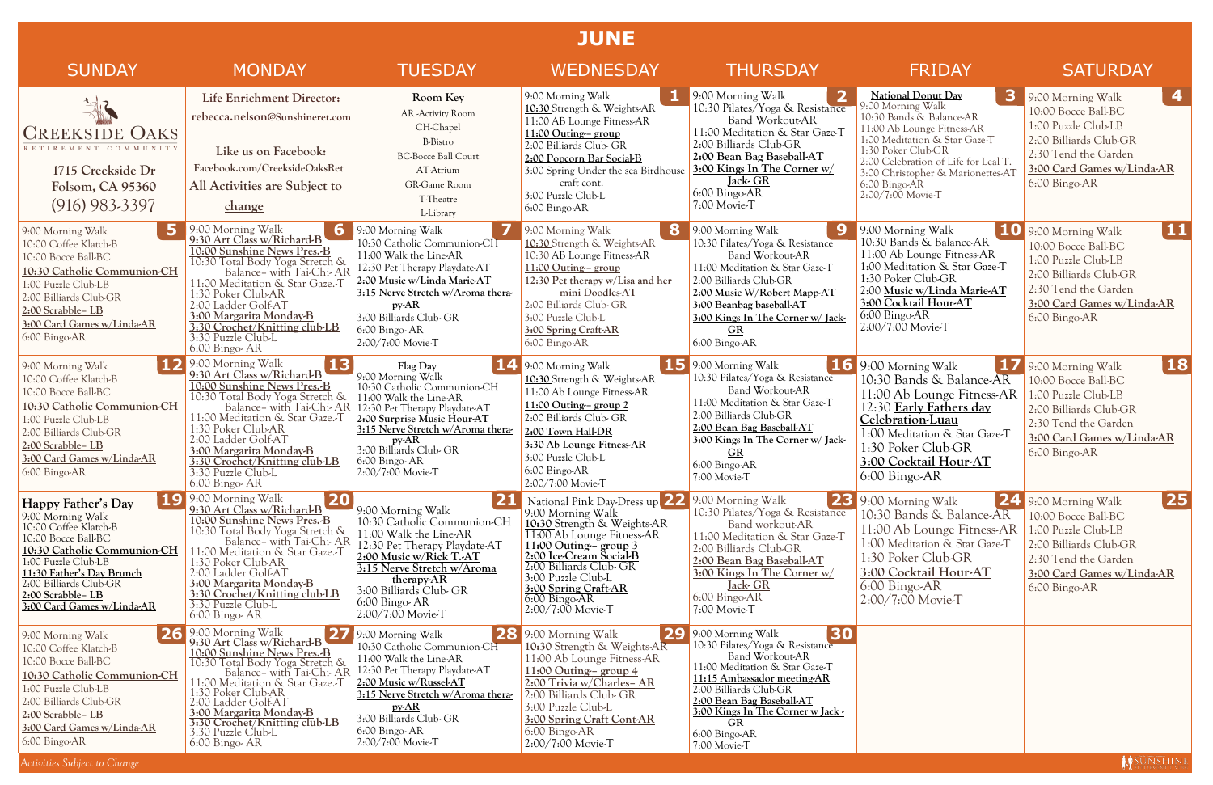# JUNE

| SUNDAY | MONDAY | TUESDAY | WEDNESDAY | THURSDAY | FRIDAY | SATURDAY |
|---|---|---|---|---|---|---|
| CREEKSIDE OAKS RETIREMENT COMMUNITY<br>1715 Creekside Dr<br>Folsom, CA 95360<br>(916) 983-3397 | Life Enrichment Director:<br>rebecca.nelson@Sunshineret.com<br><br>Like us on Facebook:<br>Facebook.com/CreeksideOaksRet<br>All Activities are Subject to change | Room Key<br>AR -Activity Room<br>CH-Chapel<br>B-Bistro<br>BC-Bocce Ball Court<br>AT-Atrium<br>GR-Game Room<br>T-Theatre<br>L-Library | **1**<br>9:00 Morning Walk<br>10:30 Strength & Weights-AR<br>11:00 AB Lounge Fitness-AR<br>11:00 Outing-- group<br>2:00 Billiards Club- GR<br>2:00 Popcorn Bar Social-B<br>3:00 Spring Under the sea Birdhouse craft cont.<br>3:00 Puzzle Club-L<br>6:00 Bingo-AR | **2**<br>9:00 Morning Walk<br>10:30 Pilates/Yoga & Resistance Band Workout-AR<br>11:00 Meditation & Star Gaze-T<br>2:00 Billiards Club-GR<br>2:00 Bean Bag Baseball-AT<br>3:00 Kings In The Corner w/ Jack- GR<br>6:00 Bingo-AR<br>7:00 Movie-T | **3**<br>National Donut Day<br>9:00 Morning Walk<br>10:30 Bands & Balance-AR<br>11:00 Ab Lounge Fitness-AR<br>1:00 Meditation & Star Gaze-T<br>1:30 Poker Club-GR<br>2:00 Celebration of Life for Leal T.<br>3:00 Christopher & Marionettes-AT<br>6:00 Bingo-AR<br>2:00/7:00 Movie-T | **4**<br>9:00 Morning Walk<br>10:00 Bocce Ball-BC<br>1:00 Puzzle Club-LB<br>2:00 Billiards Club-GR<br>2:30 Tend the Garden<br>3:00 Card Games w/Linda-AR<br>6:00 Bingo-AR |
| **5**<br>9:00 Morning Walk<br>10:00 Coffee Klatch-B<br>10:00 Bocce Ball-BC<br>10:30 Catholic Communion-CH<br>1:00 Puzzle Club-LB<br>2:00 Billiards Club-GR<br>2:00 Scrabble– LB<br>3:00 Card Games w/Linda-AR<br>6:00 Bingo-AR | **6**<br>9:00 Morning Walk<br>9:30 Art Class w/Richard-B<br>10:00 Sunshine News Pres.-B<br>10:30 Total Body Yoga Stretch & Balance– with Tai-Chi- AR<br>11:00 Meditation & Star Gaze.-T<br>1:30 Poker Club-AR<br>2:00 Ladder Golf-AT<br>3:00 Margarita Monday-B<br>3:30 Crochet/Knitting club-LB<br>3:30 Puzzle Club-L<br>6:00 Bingo- AR | **7**<br>9:00 Morning Walk<br>10:30 Catholic Communion-CH<br>11:00 Walk the Line-AR<br>12:30 Pet Therapy Playdate-AT<br>2:00 Music w/Linda Marie-AT<br>3:15 Nerve Stretch w/Aroma therapy-AR<br>3:00 Billiards Club- GR<br>6:00 Bingo- AR<br>2:00/7:00 Movie-T | **8**<br>9:00 Morning Walk<br>10:30 Strength & Weights-AR<br>10:30 AB Lounge Fitness-AR<br>11:00 Outing-- group<br>12:30 Pet therapy w/Lisa and her mini Doodles-AT<br>2:00 Billiards Club- GR<br>3:00 Puzzle Club-L<br>3:00 Spring Craft-AR<br>6:00 Bingo-AR | **9**<br>9:00 Morning Walk<br>10:30 Pilates/Yoga & Resistance Band Workout-AR<br>11:00 Meditation & Star Gaze-T<br>2:00 Billiards Club-GR<br>2:00 Music w/Robert Mapp-AT<br>3:00 Beanbag baseball-AT<br>3:00 Kings In The Corner w/ Jack- GR<br>6:00 Bingo-AR | **10**<br>9:00 Morning Walk<br>10:30 Bands & Balance-AR<br>11:00 Ab Lounge Fitness-AR<br>1:00 Meditation & Star Gaze-T<br>1:30 Poker Club-GR<br>2:00 Music w/Linda Marie-AT<br>3:00 Cocktail Hour-AT<br>6:00 Bingo-AR<br>2:00/7:00 Movie-T | **11**<br>9:00 Morning Walk<br>10:00 Bocce Ball-BC<br>1:00 Puzzle Club-LB<br>2:00 Billiards Club-GR<br>2:30 Tend the Garden<br>3:00 Card Games w/Linda-AR<br>6:00 Bingo-AR |
| **12**<br>9:00 Morning Walk<br>10:00 Coffee Klatch-B<br>10:00 Bocce Ball-BC<br>10:30 Catholic Communion-CH<br>1:00 Puzzle Club-LB<br>2:00 Billiards Club-GR<br>2:00 Scrabble– LB<br>3:00 Card Games w/Linda-AR<br>6:00 Bingo-AR | **13**<br>9:00 Morning Walk<br>9:30 Art Class w/Richard-B<br>10:00 Sunshine News Pres.-B<br>10:30 Total Body Yoga Stretch & Balance– with Tai-Chi- AR<br>11:00 Meditation & Star Gaze.-T<br>1:30 Poker Club-AR<br>2:00 Ladder Golf-AT<br>3:00 Margarita Monday-B<br>3:30 Crochet/Knitting club-LB<br>3:30 Puzzle Club-L<br>6:00 Bingo- AR | **14**<br>Flag Day<br>9:00 Morning Walk<br>10:30 Catholic Communion-CH<br>11:00 Walk the Line-AR<br>12:30 Pet Therapy Playdate-AT<br>2:00 Surprise Music Hour-AT<br>3:15 Nerve Stretch w/Aroma therapy-AR<br>3:00 Billiards Club- GR<br>6:00 Bingo- AR<br>2:00/7:00 Movie-T | **15**<br>9:00 Morning Walk<br>10:30 Strength & Weights-AR<br>11:00 Ab Lounge Fitness-AR<br>11:00 Outing-- group 2<br>2:00 Billiards Club- GR<br>2:00 Town Hall-DR<br>3:30 Ab Lounge Fitness-AR<br>3:00 Puzzle Club-L<br>6:00 Bingo-AR<br>2:00/7:00 Movie-T | **16**<br>9:00 Morning Walk<br>10:30 Pilates/Yoga & Resistance Band Workout-AR<br>11:00 Meditation & Star Gaze-T<br>2:00 Billiards Club-GR<br>2:00 Bean Bag Baseball-AT<br>3:00 Kings In The Corner w/ Jack- GR<br>6:00 Bingo-AR<br>7:00 Movie-T | **17**<br>9:00 Morning Walk<br>10:30 Bands & Balance-AR<br>11:00 Ab Lounge Fitness-AR<br>12:30 Early Fathers day Celebration-Luau<br>1:00 Meditation & Star Gaze-T<br>1:30 Poker Club-GR<br>3:00 Cocktail Hour-AT<br>6:00 Bingo-AR | **18**<br>9:00 Morning Walk<br>10:00 Bocce Ball-BC<br>1:00 Puzzle Club-LB<br>2:00 Billiards Club-GR<br>2:30 Tend the Garden<br>3:00 Card Games w/Linda-AR<br>6:00 Bingo-AR |
| **19**<br>Happy Father's Day<br>9:00 Morning Walk<br>10:00 Coffee Klatch-B<br>10:00 Bocce Ball-BC<br>10:30 Catholic Communion-CH<br>1:00 Puzzle Club-LB<br>11:30 Father's Day Brunch<br>2:00 Billiards Club-GR<br>2:00 Scrabble– LB<br>3:00 Card Games w/Linda-AR | **20**<br>9:00 Morning Walk<br>9:30 Art Class w/Richard-B<br>10:00 Sunshine News Pres.-B<br>10:30 Total Body Yoga Stretch & Balance– with Tai-Chi- AR<br>11:00 Meditation & Star Gaze.-T<br>1:30 Poker Club-AR<br>2:00 Ladder Golf-AT<br>3:00 Margarita Monday-B<br>3:30 Crochet/Knitting club-LB<br>3:30 Puzzle Club-L<br>6:00 Bingo- AR | **21**<br>9:00 Morning Walk<br>10:30 Catholic Communion-CH<br>11:00 Walk the Line-AR<br>12:30 Pet Therapy Playdate-AT<br>2:00 Music w/Rick T.-AT<br>3:15 Nerve Stretch w/Aroma therapy-AR<br>3:00 Billiards Club- GR<br>6:00 Bingo- AR<br>2:00/7:00 Movie-T | **22**<br>National Pink Day-Dress up<br>9:00 Morning Walk<br>10:30 Strength & Weights-AR<br>11:00 Ab Lounge Fitness-AR<br>11:00 Outing-- group 3<br>2:00 Ice-Cream Social-B<br>2:00 Billiards Club- GR<br>3:00 Puzzle Club-L<br>3:00 Spring Craft-AR<br>6:00 Bingo-AR<br>2:00/7:00 Movie-T | **23**<br>9:00 Morning Walk<br>10:30 Pilates/Yoga & Resistance Band workout-AR<br>11:00 Meditation & Star Gaze-T<br>2:00 Billiards Club-GR<br>2:00 Bean Bag Baseball-AT<br>3:00 Kings In The Corner w/ Jack- GR<br>6:00 Bingo-AR<br>7:00 Movie-T | **24**<br>9:00 Morning Walk<br>10:30 Bands & Balance-AR<br>11:00 Ab Lounge Fitness-AR<br>1:00 Meditation & Star Gaze-T<br>1:30 Poker Club-GR<br>3:00 Cocktail Hour-AT<br>6:00 Bingo-AR<br>2:00/7:00 Movie-T | **25**<br>9:00 Morning Walk<br>10:00 Bocce Ball-BC<br>1:00 Puzzle Club-LB<br>2:00 Billiards Club-GR<br>2:30 Tend the Garden<br>3:00 Card Games w/Linda-AR<br>6:00 Bingo-AR |
| **26**<br>9:00 Morning Walk<br>10:00 Coffee Klatch-B<br>10:00 Bocce Ball-BC<br>10:30 Catholic Communion-CH<br>1:00 Puzzle Club-LB<br>2:00 Billiards Club-GR<br>2:00 Scrabble– LB<br>3:00 Card Games w/Linda-AR<br>6:00 Bingo-AR | **27**<br>9:00 Morning Walk<br>9:30 Art Class w/Richard-B<br>10:00 Sunshine News Pres.-B<br>10:30 Total Body Yoga Stretch & Balance– with Tai-Chi- AR<br>11:00 Meditation & Star Gaze.-T<br>1:30 Poker Club-AR<br>2:00 Ladder Golf-AT<br>3:00 Margarita Monday-B<br>3:30 Crochet/Knitting club-LB<br>3:30 Puzzle Club-L<br>6:00 Bingo- AR | **28**<br>9:00 Morning Walk<br>10:30 Catholic Communion-CH<br>11:00 Walk the Line-AR<br>12:30 Pet Therapy Playdate-AT<br>2:00 Music w/Russel-AT<br>3:15 Nerve Stretch w/Aroma therapy-AR<br>3:00 Billiards Club- GR<br>6:00 Bingo- AR<br>2:00/7:00 Movie-T | **29**<br>9:00 Morning Walk<br>10:30 Strength & Weights-AR<br>11:00 Ab Lounge Fitness-AR<br>11:00 Outing-- group 4<br>2:00 Trivia w/Charles– AR<br>2:00 Billiards Club- GR<br>3:00 Puzzle Club-L<br>3:00 Spring Craft Cont-AR<br>6:00 Bingo-AR<br>2:00/7:00 Movie-T | **30**<br>9:00 Morning Walk<br>10:30 Pilates/Yoga & Resistance Band Workout-AR<br>11:00 Meditation & Star Gaze-T<br>11:15 Ambassador meeting-AR<br>2:00 Billiards Club-GR<br>2:00 Bean Bag Baseball-AT<br>3:00 Kings In The Corner w Jack - GR<br>6:00 Bingo-AR<br>7:00 Movie-T | | |

*Activities Subject to Change*